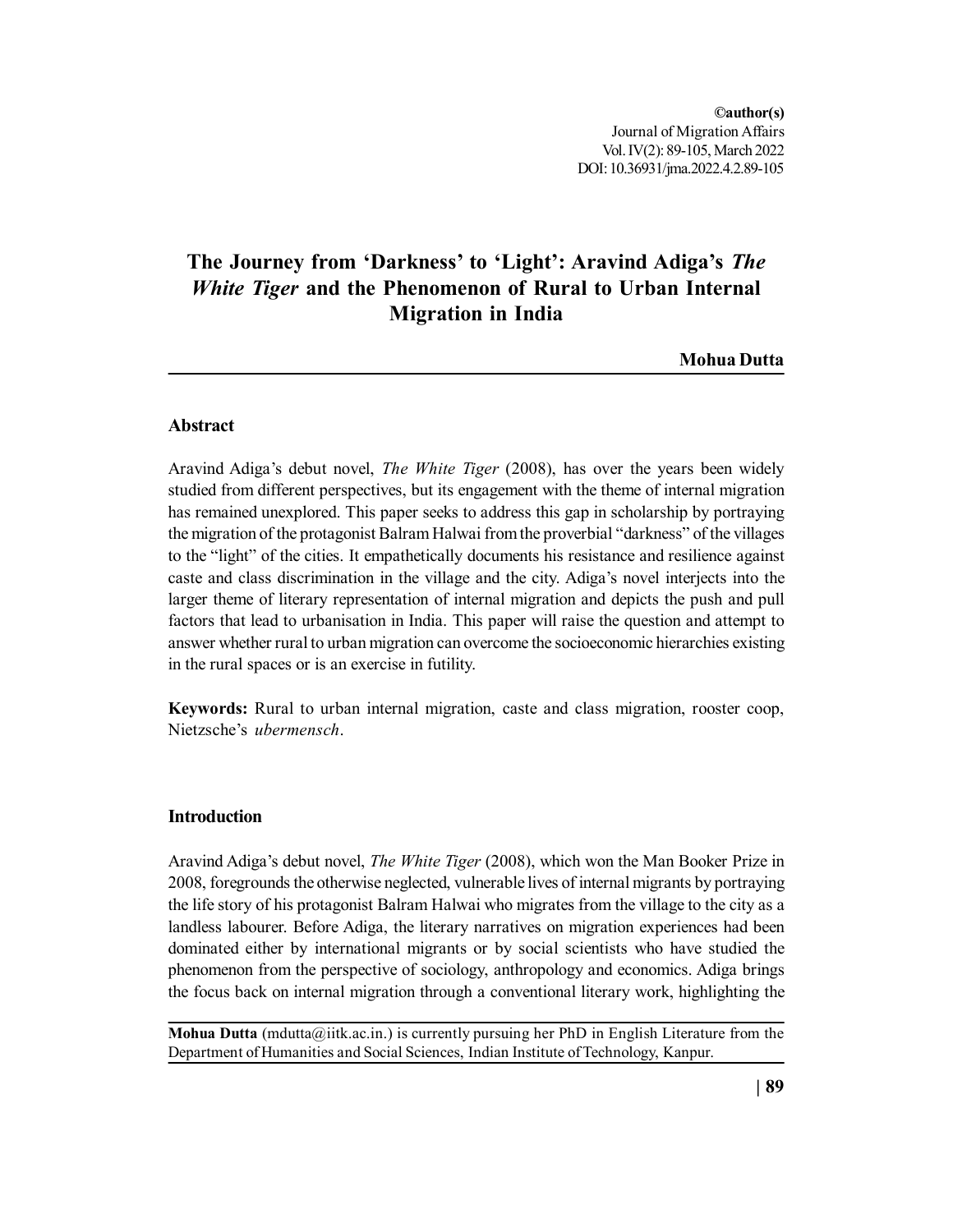©author(s)
Journal of Migration Affairs
Vol. IV(2): 89-105, March 2022
DOI: 10.36931/jma.2022.4.2.89-105

# The Journey from 'Darkness' to 'Light': Aravind Adiga's *The White Tiger* and the Phenomenon of Rural to Urban Internal Migration in India

**Mohua Dutta**

## Abstract

Aravind Adiga's debut novel, *The White Tiger* (2008), has over the years been widely studied from different perspectives, but its engagement with the theme of internal migration has remained unexplored. This paper seeks to address this gap in scholarship by portraying the migration of the protagonist Balram Halwai from the proverbial "darkness" of the villages to the "light" of the cities. It empathetically documents his resistance and resilience against caste and class discrimination in the village and the city. Adiga's novel interjects into the larger theme of literary representation of internal migration and depicts the push and pull factors that lead to urbanisation in India. This paper will raise the question and attempt to answer whether rural to urban migration can overcome the socioeconomic hierarchies existing in the rural spaces or is an exercise in futility.

**Keywords:** Rural to urban internal migration, caste and class migration, rooster coop, Nietzsche's *ubermensch*.

## Introduction

Aravind Adiga's debut novel, *The White Tiger* (2008), which won the Man Booker Prize in 2008, foregrounds the otherwise neglected, vulnerable lives of internal migrants by portraying the life story of his protagonist Balram Halwai who migrates from the village to the city as a landless labourer. Before Adiga, the literary narratives on migration experiences had been dominated either by international migrants or by social scientists who have studied the phenomenon from the perspective of sociology, anthropology and economics. Adiga brings the focus back on internal migration through a conventional literary work, highlighting the

**Mohua Dutta** (mdutta@iitk.ac.in.) is currently pursuing her PhD in English Literature from the Department of Humanities and Social Sciences, Indian Institute of Technology, Kanpur.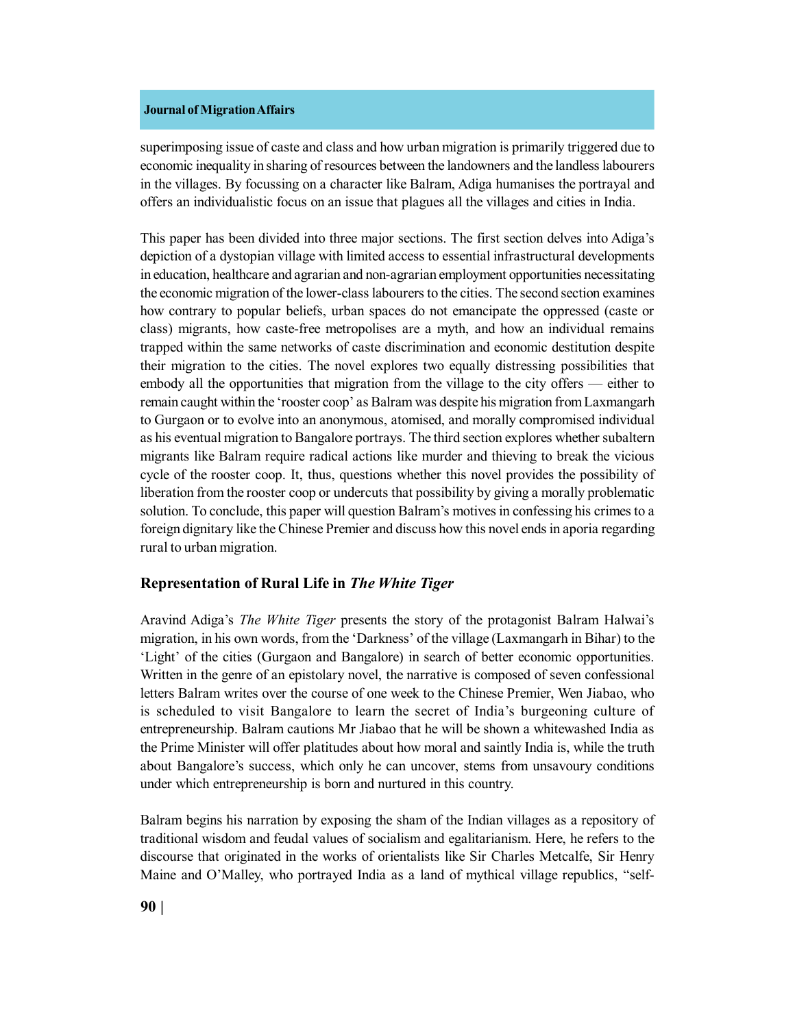superimposing issue of caste and class and how urban migration is primarily triggered due to economic inequality in sharing of resources between the landowners and the landless labourers in the villages. By focussing on a character like Balram, Adiga humanises the portrayal and offers an individualistic focus on an issue that plagues all the villages and cities in India.

This paper has been divided into three major sections. The first section delves into Adiga's depiction of a dystopian village with limited access to essential infrastructural developments in education, healthcare and agrarian and non-agrarian employment opportunities necessitating the economic migration of the lower-class labourers to the cities. The second section examines how contrary to popular beliefs, urban spaces do not emancipate the oppressed (caste or class) migrants, how caste-free metropolises are a myth, and how an individual remains trapped within the same networks of caste discrimination and economic destitution despite their migration to the cities. The novel explores two equally distressing possibilities that embody all the opportunities that migration from the village to the city offers — either to remain caught within the 'rooster coop' as Balram was despite his migration from Laxmangarh to Gurgaon or to evolve into an anonymous, atomised, and morally compromised individual as his eventual migration to Bangalore portrays. The third section explores whether subaltern migrants like Balram require radical actions like murder and thieving to break the vicious cycle of the rooster coop. It, thus, questions whether this novel provides the possibility of liberation from the rooster coop or undercuts that possibility by giving a morally problematic solution. To conclude, this paper will question Balram's motives in confessing his crimes to a foreign dignitary like the Chinese Premier and discuss how this novel ends in aporia regarding rural to urban migration.

## Representation of Rural Life in *The White Tiger*

Aravind Adiga's *The White Tiger* presents the story of the protagonist Balram Halwai's migration, in his own words, from the 'Darkness' of the village (Laxmangarh in Bihar) to the 'Light' of the cities (Gurgaon and Bangalore) in search of better economic opportunities. Written in the genre of an epistolary novel, the narrative is composed of seven confessional letters Balram writes over the course of one week to the Chinese Premier, Wen Jiabao, who is scheduled to visit Bangalore to learn the secret of India's burgeoning culture of entrepreneurship. Balram cautions Mr Jiabao that he will be shown a whitewashed India as the Prime Minister will offer platitudes about how moral and saintly India is, while the truth about Bangalore's success, which only he can uncover, stems from unsavoury conditions under which entrepreneurship is born and nurtured in this country.

Balram begins his narration by exposing the sham of the Indian villages as a repository of traditional wisdom and feudal values of socialism and egalitarianism. Here, he refers to the discourse that originated in the works of orientalists like Sir Charles Metcalfe, Sir Henry Maine and O'Malley, who portrayed India as a land of mythical village republics, "self-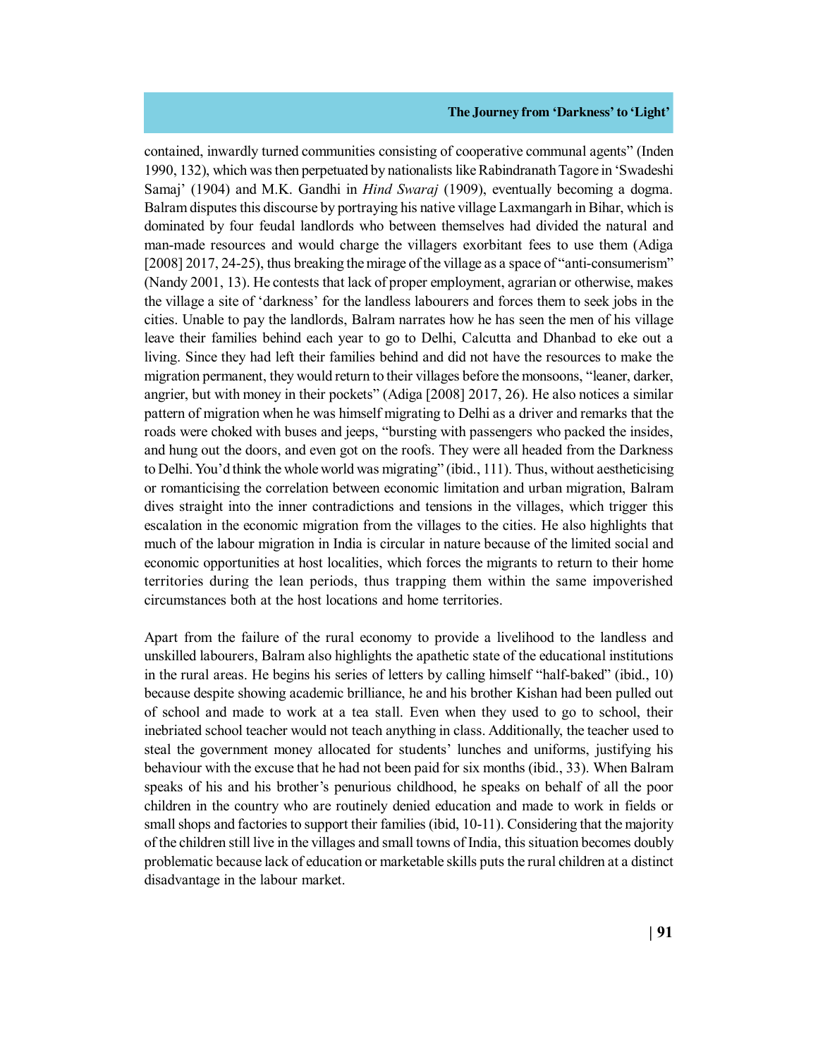contained, inwardly turned communities consisting of cooperative communal agents" (Inden 1990, 132), which was then perpetuated by nationalists like Rabindranath Tagore in 'Swadeshi Samaj' (1904) and M.K. Gandhi in *Hind Swaraj* (1909), eventually becoming a dogma. Balram disputes this discourse by portraying his native village Laxmangarh in Bihar, which is dominated by four feudal landlords who between themselves had divided the natural and man-made resources and would charge the villagers exorbitant fees to use them (Adiga [2008] 2017, 24-25), thus breaking the mirage of the village as a space of "anti-consumerism" (Nandy 2001, 13). He contests that lack of proper employment, agrarian or otherwise, makes the village a site of 'darkness' for the landless labourers and forces them to seek jobs in the cities. Unable to pay the landlords, Balram narrates how he has seen the men of his village leave their families behind each year to go to Delhi, Calcutta and Dhanbad to eke out a living. Since they had left their families behind and did not have the resources to make the migration permanent, they would return to their villages before the monsoons, "leaner, darker, angrier, but with money in their pockets" (Adiga [2008] 2017, 26). He also notices a similar pattern of migration when he was himself migrating to Delhi as a driver and remarks that the roads were choked with buses and jeeps, "bursting with passengers who packed the insides, and hung out the doors, and even got on the roofs. They were all headed from the Darkness to Delhi. You'd think the whole world was migrating" (ibid., 111). Thus, without aestheticising or romanticising the correlation between economic limitation and urban migration, Balram dives straight into the inner contradictions and tensions in the villages, which trigger this escalation in the economic migration from the villages to the cities. He also highlights that much of the labour migration in India is circular in nature because of the limited social and economic opportunities at host localities, which forces the migrants to return to their home territories during the lean periods, thus trapping them within the same impoverished circumstances both at the host locations and home territories.

Apart from the failure of the rural economy to provide a livelihood to the landless and unskilled labourers, Balram also highlights the apathetic state of the educational institutions in the rural areas. He begins his series of letters by calling himself "half-baked" (ibid., 10) because despite showing academic brilliance, he and his brother Kishan had been pulled out of school and made to work at a tea stall. Even when they used to go to school, their inebriated school teacher would not teach anything in class. Additionally, the teacher used to steal the government money allocated for students' lunches and uniforms, justifying his behaviour with the excuse that he had not been paid for six months (ibid., 33). When Balram speaks of his and his brother's penurious childhood, he speaks on behalf of all the poor children in the country who are routinely denied education and made to work in fields or small shops and factories to support their families (ibid, 10-11). Considering that the majority of the children still live in the villages and small towns of India, this situation becomes doubly problematic because lack of education or marketable skills puts the rural children at a distinct disadvantage in the labour market.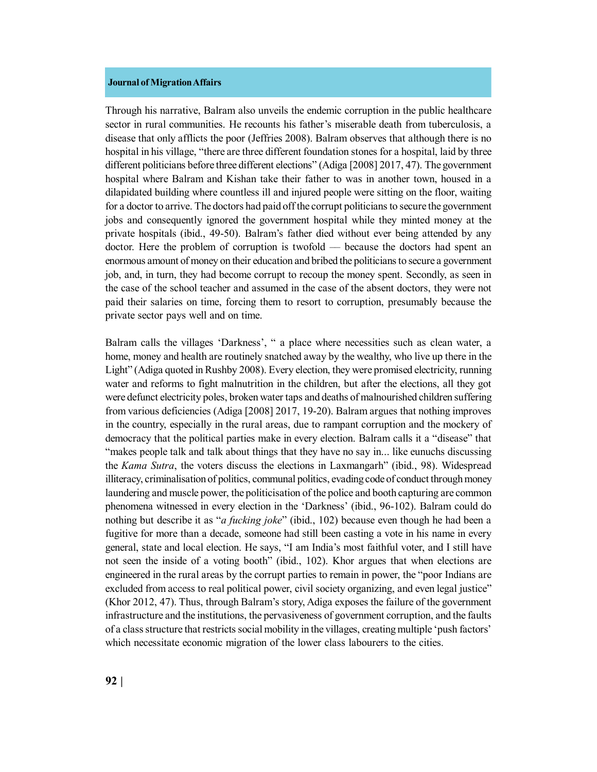Through his narrative, Balram also unveils the endemic corruption in the public healthcare sector in rural communities. He recounts his father's miserable death from tuberculosis, a disease that only afflicts the poor (Jeffries 2008). Balram observes that although there is no hospital in his village, "there are three different foundation stones for a hospital, laid by three different politicians before three different elections" (Adiga [2008] 2017, 47). The government hospital where Balram and Kishan take their father to was in another town, housed in a dilapidated building where countless ill and injured people were sitting on the floor, waiting for a doctor to arrive. The doctors had paid off the corrupt politicians to secure the government jobs and consequently ignored the government hospital while they minted money at the private hospitals (ibid., 49-50). Balram's father died without ever being attended by any doctor. Here the problem of corruption is twofold — because the doctors had spent an enormous amount of money on their education and bribed the politicians to secure a government job, and, in turn, they had become corrupt to recoup the money spent. Secondly, as seen in the case of the school teacher and assumed in the case of the absent doctors, they were not paid their salaries on time, forcing them to resort to corruption, presumably because the private sector pays well and on time.

Balram calls the villages 'Darkness', " a place where necessities such as clean water, a home, money and health are routinely snatched away by the wealthy, who live up there in the Light" (Adiga quoted in Rushby 2008). Every election, they were promised electricity, running water and reforms to fight malnutrition in the children, but after the elections, all they got were defunct electricity poles, broken water taps and deaths of malnourished children suffering from various deficiencies (Adiga [2008] 2017, 19-20). Balram argues that nothing improves in the country, especially in the rural areas, due to rampant corruption and the mockery of democracy that the political parties make in every election. Balram calls it a "disease" that "makes people talk and talk about things that they have no say in... like eunuchs discussing the *Kama Sutra*, the voters discuss the elections in Laxmangarh" (ibid., 98). Widespread illiteracy, criminalisation of politics, communal politics, evading code of conduct through money laundering and muscle power, the politicisation of the police and booth capturing are common phenomena witnessed in every election in the 'Darkness' (ibid., 96-102). Balram could do nothing but describe it as "*a fucking joke*" (ibid., 102) because even though he had been a fugitive for more than a decade, someone had still been casting a vote in his name in every general, state and local election. He says, "I am India's most faithful voter, and I still have not seen the inside of a voting booth" (ibid., 102). Khor argues that when elections are engineered in the rural areas by the corrupt parties to remain in power, the "poor Indians are excluded from access to real political power, civil society organizing, and even legal justice" (Khor 2012, 47). Thus, through Balram's story, Adiga exposes the failure of the government infrastructure and the institutions, the pervasiveness of government corruption, and the faults of a class structure that restricts social mobility in the villages, creating multiple 'push factors' which necessitate economic migration of the lower class labourers to the cities.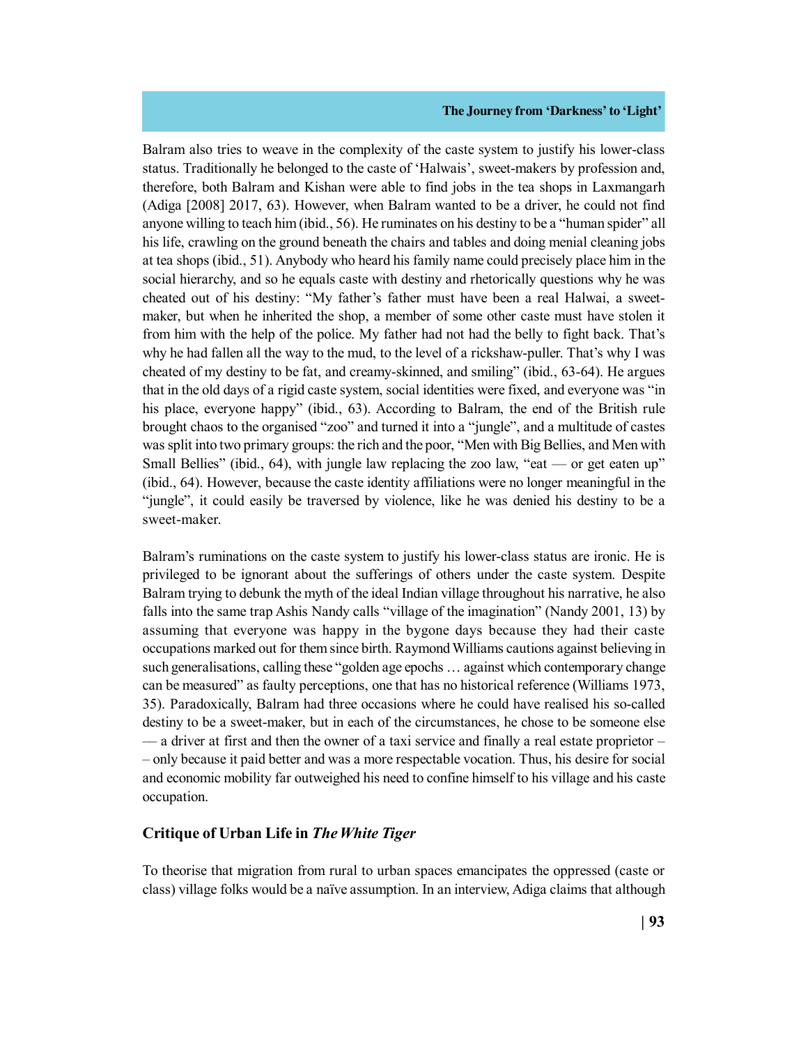Balram also tries to weave in the complexity of the caste system to justify his lower-class status. Traditionally he belonged to the caste of 'Halwais', sweet-makers by profession and, therefore, both Balram and Kishan were able to find jobs in the tea shops in Laxmangarh (Adiga [2008] 2017, 63). However, when Balram wanted to be a driver, he could not find anyone willing to teach him (ibid., 56). He ruminates on his destiny to be a "human spider" all his life, crawling on the ground beneath the chairs and tables and doing menial cleaning jobs at tea shops (ibid., 51). Anybody who heard his family name could precisely place him in the social hierarchy, and so he equals caste with destiny and rhetorically questions why he was cheated out of his destiny: "My father's father must have been a real Halwai, a sweet-maker, but when he inherited the shop, a member of some other caste must have stolen it from him with the help of the police. My father had not had the belly to fight back. That's why he had fallen all the way to the mud, to the level of a rickshaw-puller. That's why I was cheated of my destiny to be fat, and creamy-skinned, and smiling" (ibid., 63-64). He argues that in the old days of a rigid caste system, social identities were fixed, and everyone was "in his place, everyone happy" (ibid., 63). According to Balram, the end of the British rule brought chaos to the organised "zoo" and turned it into a "jungle", and a multitude of castes was split into two primary groups: the rich and the poor, "Men with Big Bellies, and Men with Small Bellies" (ibid., 64), with jungle law replacing the zoo law, "eat — or get eaten up" (ibid., 64). However, because the caste identity affiliations were no longer meaningful in the "jungle", it could easily be traversed by violence, like he was denied his destiny to be a sweet-maker.

Balram's ruminations on the caste system to justify his lower-class status are ironic. He is privileged to be ignorant about the sufferings of others under the caste system. Despite Balram trying to debunk the myth of the ideal Indian village throughout his narrative, he also falls into the same trap Ashis Nandy calls "village of the imagination" (Nandy 2001, 13) by assuming that everyone was happy in the bygone days because they had their caste occupations marked out for them since birth. Raymond Williams cautions against believing in such generalisations, calling these "golden age epochs … against which contemporary change can be measured" as faulty perceptions, one that has no historical reference (Williams 1973, 35). Paradoxically, Balram had three occasions where he could have realised his so-called destiny to be a sweet-maker, but in each of the circumstances, he chose to be someone else — a driver at first and then the owner of a taxi service and finally a real estate proprietor –– only because it paid better and was a more respectable vocation. Thus, his desire for social and economic mobility far outweighed his need to confine himself to his village and his caste occupation.

## Critique of Urban Life in *The White Tiger*

To theorise that migration from rural to urban spaces emancipates the oppressed (caste or class) village folks would be a naïve assumption. In an interview, Adiga claims that although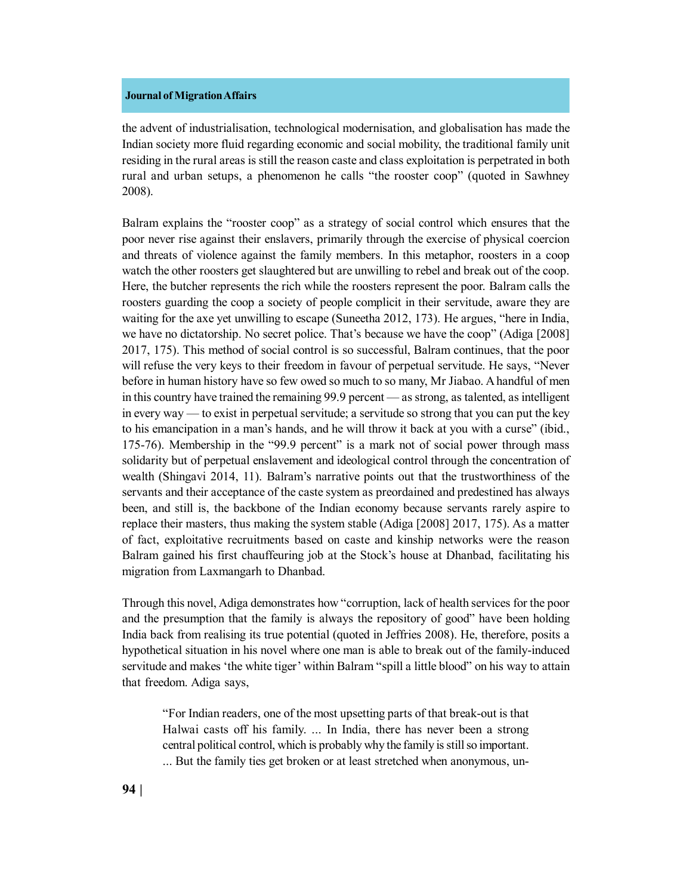the advent of industrialisation, technological modernisation, and globalisation has made the Indian society more fluid regarding economic and social mobility, the traditional family unit residing in the rural areas is still the reason caste and class exploitation is perpetrated in both rural and urban setups, a phenomenon he calls "the rooster coop" (quoted in Sawhney 2008).

Balram explains the "rooster coop" as a strategy of social control which ensures that the poor never rise against their enslavers, primarily through the exercise of physical coercion and threats of violence against the family members. In this metaphor, roosters in a coop watch the other roosters get slaughtered but are unwilling to rebel and break out of the coop. Here, the butcher represents the rich while the roosters represent the poor. Balram calls the roosters guarding the coop a society of people complicit in their servitude, aware they are waiting for the axe yet unwilling to escape (Suneetha 2012, 173). He argues, "here in India, we have no dictatorship. No secret police. That's because we have the coop" (Adiga [2008] 2017, 175). This method of social control is so successful, Balram continues, that the poor will refuse the very keys to their freedom in favour of perpetual servitude. He says, "Never before in human history have so few owed so much to so many, Mr Jiabao. A handful of men in this country have trained the remaining 99.9 percent — as strong, as talented, as intelligent in every way — to exist in perpetual servitude; a servitude so strong that you can put the key to his emancipation in a man's hands, and he will throw it back at you with a curse" (ibid., 175-76). Membership in the "99.9 percent" is a mark not of social power through mass solidarity but of perpetual enslavement and ideological control through the concentration of wealth (Shingavi 2014, 11). Balram's narrative points out that the trustworthiness of the servants and their acceptance of the caste system as preordained and predestined has always been, and still is, the backbone of the Indian economy because servants rarely aspire to replace their masters, thus making the system stable (Adiga [2008] 2017, 175). As a matter of fact, exploitative recruitments based on caste and kinship networks were the reason Balram gained his first chauffeuring job at the Stock's house at Dhanbad, facilitating his migration from Laxmangarh to Dhanbad.

Through this novel, Adiga demonstrates how "corruption, lack of health services for the poor and the presumption that the family is always the repository of good" have been holding India back from realising its true potential (quoted in Jeffries 2008). He, therefore, posits a hypothetical situation in his novel where one man is able to break out of the family-induced servitude and makes 'the white tiger' within Balram "spill a little blood" on his way to attain that freedom. Adiga says,

> "For Indian readers, one of the most upsetting parts of that break-out is that Halwai casts off his family. ... In India, there has never been a strong central political control, which is probably why the family is still so important. ... But the family ties get broken or at least stretched when anonymous, un-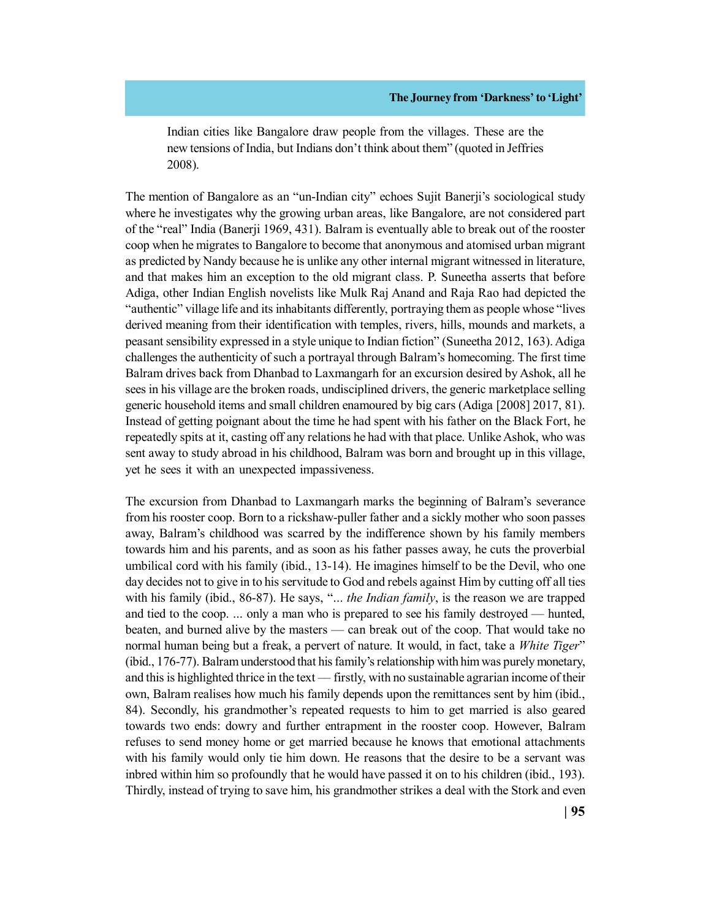Indian cities like Bangalore draw people from the villages. These are the new tensions of India, but Indians don't think about them" (quoted in Jeffries 2008).

The mention of Bangalore as an "un-Indian city" echoes Sujit Banerji's sociological study where he investigates why the growing urban areas, like Bangalore, are not considered part of the "real" India (Banerji 1969, 431). Balram is eventually able to break out of the rooster coop when he migrates to Bangalore to become that anonymous and atomised urban migrant as predicted by Nandy because he is unlike any other internal migrant witnessed in literature, and that makes him an exception to the old migrant class. P. Suneetha asserts that before Adiga, other Indian English novelists like Mulk Raj Anand and Raja Rao had depicted the "authentic" village life and its inhabitants differently, portraying them as people whose "lives derived meaning from their identification with temples, rivers, hills, mounds and markets, a peasant sensibility expressed in a style unique to Indian fiction" (Suneetha 2012, 163). Adiga challenges the authenticity of such a portrayal through Balram's homecoming. The first time Balram drives back from Dhanbad to Laxmangarh for an excursion desired by Ashok, all he sees in his village are the broken roads, undisciplined drivers, the generic marketplace selling generic household items and small children enamoured by big cars (Adiga [2008] 2017, 81). Instead of getting poignant about the time he had spent with his father on the Black Fort, he repeatedly spits at it, casting off any relations he had with that place. Unlike Ashok, who was sent away to study abroad in his childhood, Balram was born and brought up in this village, yet he sees it with an unexpected impassiveness.

The excursion from Dhanbad to Laxmangarh marks the beginning of Balram's severance from his rooster coop. Born to a rickshaw-puller father and a sickly mother who soon passes away, Balram's childhood was scarred by the indifference shown by his family members towards him and his parents, and as soon as his father passes away, he cuts the proverbial umbilical cord with his family (ibid., 13-14). He imagines himself to be the Devil, who one day decides not to give in to his servitude to God and rebels against Him by cutting off all ties with his family (ibid., 86-87). He says, "... *the Indian family*, is the reason we are trapped and tied to the coop. ... only a man who is prepared to see his family destroyed — hunted, beaten, and burned alive by the masters — can break out of the coop. That would take no normal human being but a freak, a pervert of nature. It would, in fact, take a *White Tiger*" (ibid., 176-77). Balram understood that his family's relationship with him was purely monetary, and this is highlighted thrice in the text — firstly, with no sustainable agrarian income of their own, Balram realises how much his family depends upon the remittances sent by him (ibid., 84). Secondly, his grandmother's repeated requests to him to get married is also geared towards two ends: dowry and further entrapment in the rooster coop. However, Balram refuses to send money home or get married because he knows that emotional attachments with his family would only tie him down. He reasons that the desire to be a servant was inbred within him so profoundly that he would have passed it on to his children (ibid., 193). Thirdly, instead of trying to save him, his grandmother strikes a deal with the Stork and even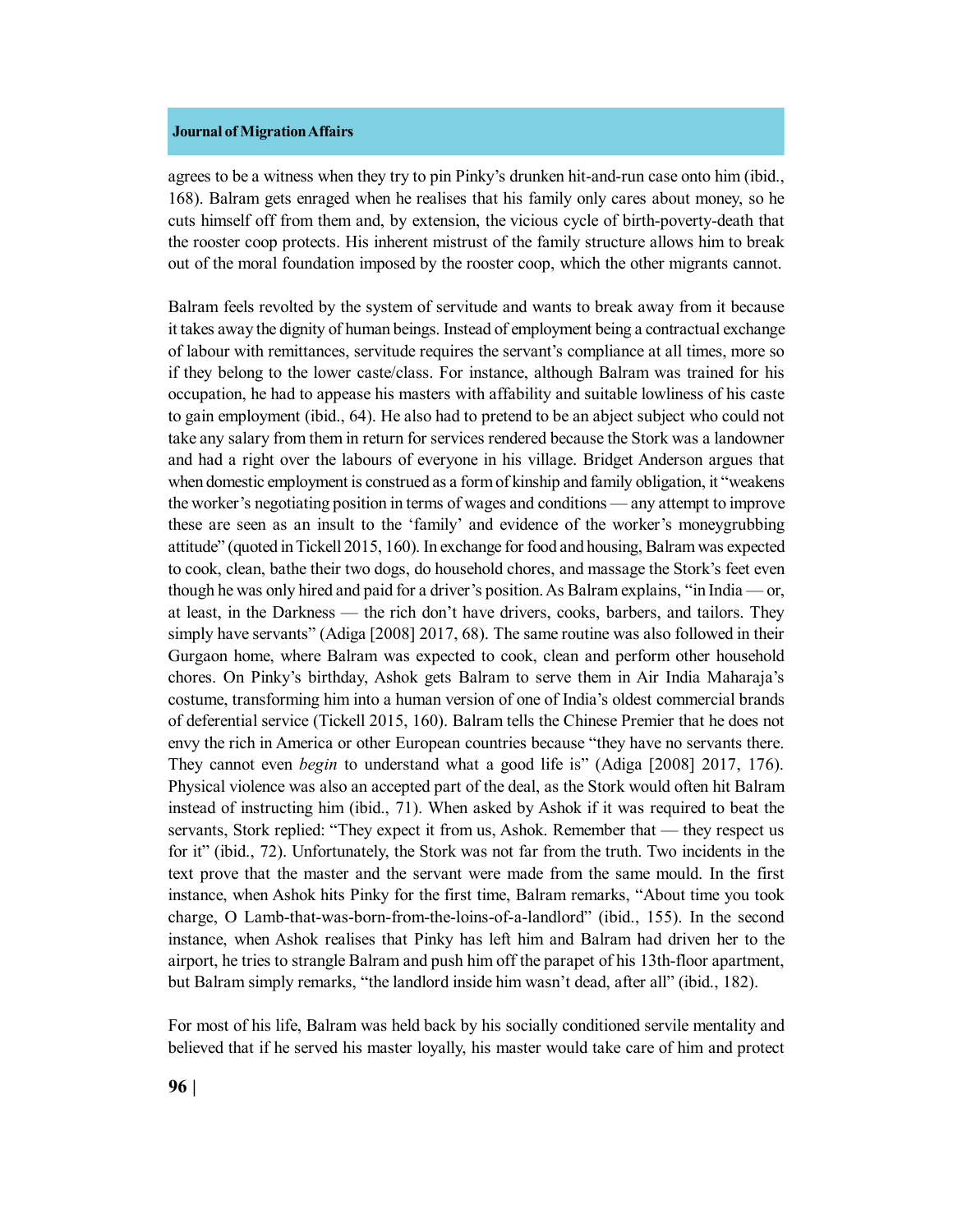agrees to be a witness when they try to pin Pinky's drunken hit-and-run case onto him (ibid., 168). Balram gets enraged when he realises that his family only cares about money, so he cuts himself off from them and, by extension, the vicious cycle of birth-poverty-death that the rooster coop protects. His inherent mistrust of the family structure allows him to break out of the moral foundation imposed by the rooster coop, which the other migrants cannot.

Balram feels revolted by the system of servitude and wants to break away from it because it takes away the dignity of human beings. Instead of employment being a contractual exchange of labour with remittances, servitude requires the servant's compliance at all times, more so if they belong to the lower caste/class. For instance, although Balram was trained for his occupation, he had to appease his masters with affability and suitable lowliness of his caste to gain employment (ibid., 64). He also had to pretend to be an abject subject who could not take any salary from them in return for services rendered because the Stork was a landowner and had a right over the labours of everyone in his village. Bridget Anderson argues that when domestic employment is construed as a form of kinship and family obligation, it "weakens the worker's negotiating position in terms of wages and conditions — any attempt to improve these are seen as an insult to the 'family' and evidence of the worker's moneygrubbing attitude" (quoted in Tickell 2015, 160). In exchange for food and housing, Balram was expected to cook, clean, bathe their two dogs, do household chores, and massage the Stork's feet even though he was only hired and paid for a driver's position. As Balram explains, "in India — or, at least, in the Darkness — the rich don't have drivers, cooks, barbers, and tailors. They simply have servants" (Adiga [2008] 2017, 68). The same routine was also followed in their Gurgaon home, where Balram was expected to cook, clean and perform other household chores. On Pinky's birthday, Ashok gets Balram to serve them in Air India Maharaja's costume, transforming him into a human version of one of India's oldest commercial brands of deferential service (Tickell 2015, 160). Balram tells the Chinese Premier that he does not envy the rich in America or other European countries because "they have no servants there. They cannot even *begin* to understand what a good life is" (Adiga [2008] 2017, 176). Physical violence was also an accepted part of the deal, as the Stork would often hit Balram instead of instructing him (ibid., 71). When asked by Ashok if it was required to beat the servants, Stork replied: "They expect it from us, Ashok. Remember that — they respect us for it" (ibid., 72). Unfortunately, the Stork was not far from the truth. Two incidents in the text prove that the master and the servant were made from the same mould. In the first instance, when Ashok hits Pinky for the first time, Balram remarks, "About time you took charge, O Lamb-that-was-born-from-the-loins-of-a-landlord" (ibid., 155). In the second instance, when Ashok realises that Pinky has left him and Balram had driven her to the airport, he tries to strangle Balram and push him off the parapet of his 13th-floor apartment, but Balram simply remarks, "the landlord inside him wasn't dead, after all" (ibid., 182).

For most of his life, Balram was held back by his socially conditioned servile mentality and believed that if he served his master loyally, his master would take care of him and protect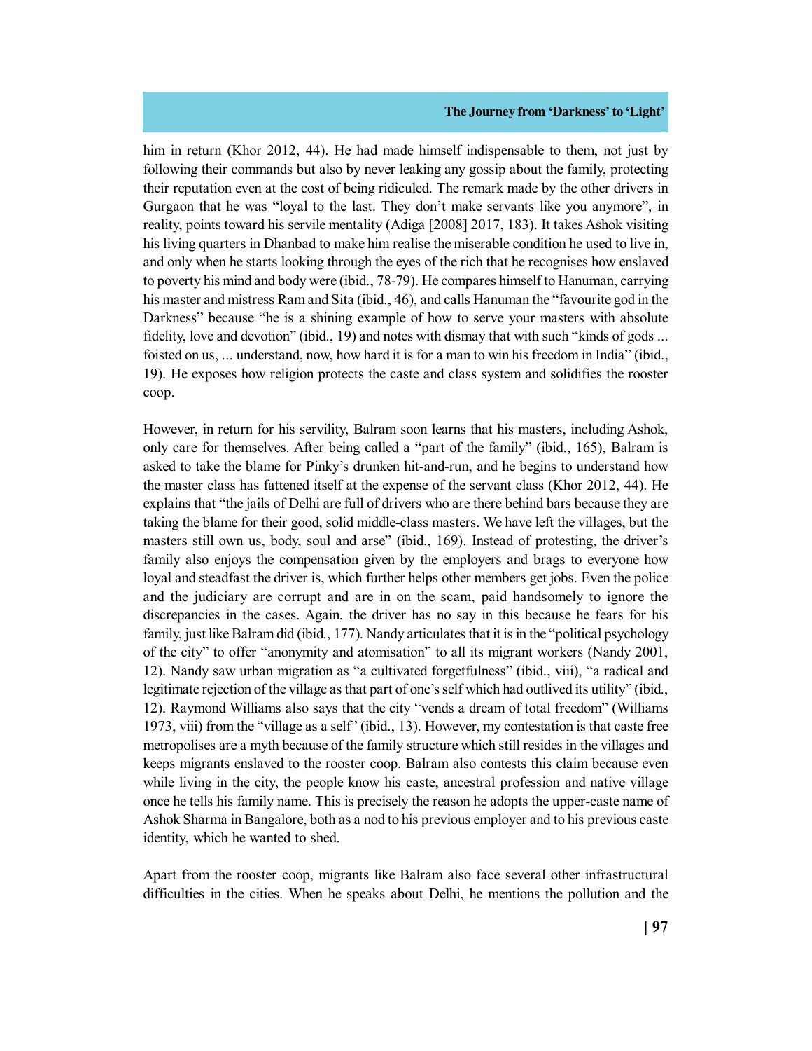him in return (Khor 2012, 44). He had made himself indispensable to them, not just by following their commands but also by never leaking any gossip about the family, protecting their reputation even at the cost of being ridiculed. The remark made by the other drivers in Gurgaon that he was "loyal to the last. They don't make servants like you anymore", in reality, points toward his servile mentality (Adiga [2008] 2017, 183). It takes Ashok visiting his living quarters in Dhanbad to make him realise the miserable condition he used to live in, and only when he starts looking through the eyes of the rich that he recognises how enslaved to poverty his mind and body were (ibid., 78-79). He compares himself to Hanuman, carrying his master and mistress Ram and Sita (ibid., 46), and calls Hanuman the "favourite god in the Darkness" because "he is a shining example of how to serve your masters with absolute fidelity, love and devotion" (ibid., 19) and notes with dismay that with such "kinds of gods ... foisted on us, ... understand, now, how hard it is for a man to win his freedom in India" (ibid., 19). He exposes how religion protects the caste and class system and solidifies the rooster coop.

However, in return for his servility, Balram soon learns that his masters, including Ashok, only care for themselves. After being called a "part of the family" (ibid., 165), Balram is asked to take the blame for Pinky's drunken hit-and-run, and he begins to understand how the master class has fattened itself at the expense of the servant class (Khor 2012, 44). He explains that "the jails of Delhi are full of drivers who are there behind bars because they are taking the blame for their good, solid middle-class masters. We have left the villages, but the masters still own us, body, soul and arse" (ibid., 169). Instead of protesting, the driver's family also enjoys the compensation given by the employers and brags to everyone how loyal and steadfast the driver is, which further helps other members get jobs. Even the police and the judiciary are corrupt and are in on the scam, paid handsomely to ignore the discrepancies in the cases. Again, the driver has no say in this because he fears for his family, just like Balram did (ibid., 177). Nandy articulates that it is in the "political psychology of the city" to offer "anonymity and atomisation" to all its migrant workers (Nandy 2001, 12). Nandy saw urban migration as "a cultivated forgetfulness" (ibid., viii), "a radical and legitimate rejection of the village as that part of one's self which had outlived its utility" (ibid., 12). Raymond Williams also says that the city "vends a dream of total freedom" (Williams 1973, viii) from the "village as a self" (ibid., 13). However, my contestation is that caste free metropolises are a myth because of the family structure which still resides in the villages and keeps migrants enslaved to the rooster coop. Balram also contests this claim because even while living in the city, the people know his caste, ancestral profession and native village once he tells his family name. This is precisely the reason he adopts the upper-caste name of Ashok Sharma in Bangalore, both as a nod to his previous employer and to his previous caste identity, which he wanted to shed.

Apart from the rooster coop, migrants like Balram also face several other infrastructural difficulties in the cities. When he speaks about Delhi, he mentions the pollution and the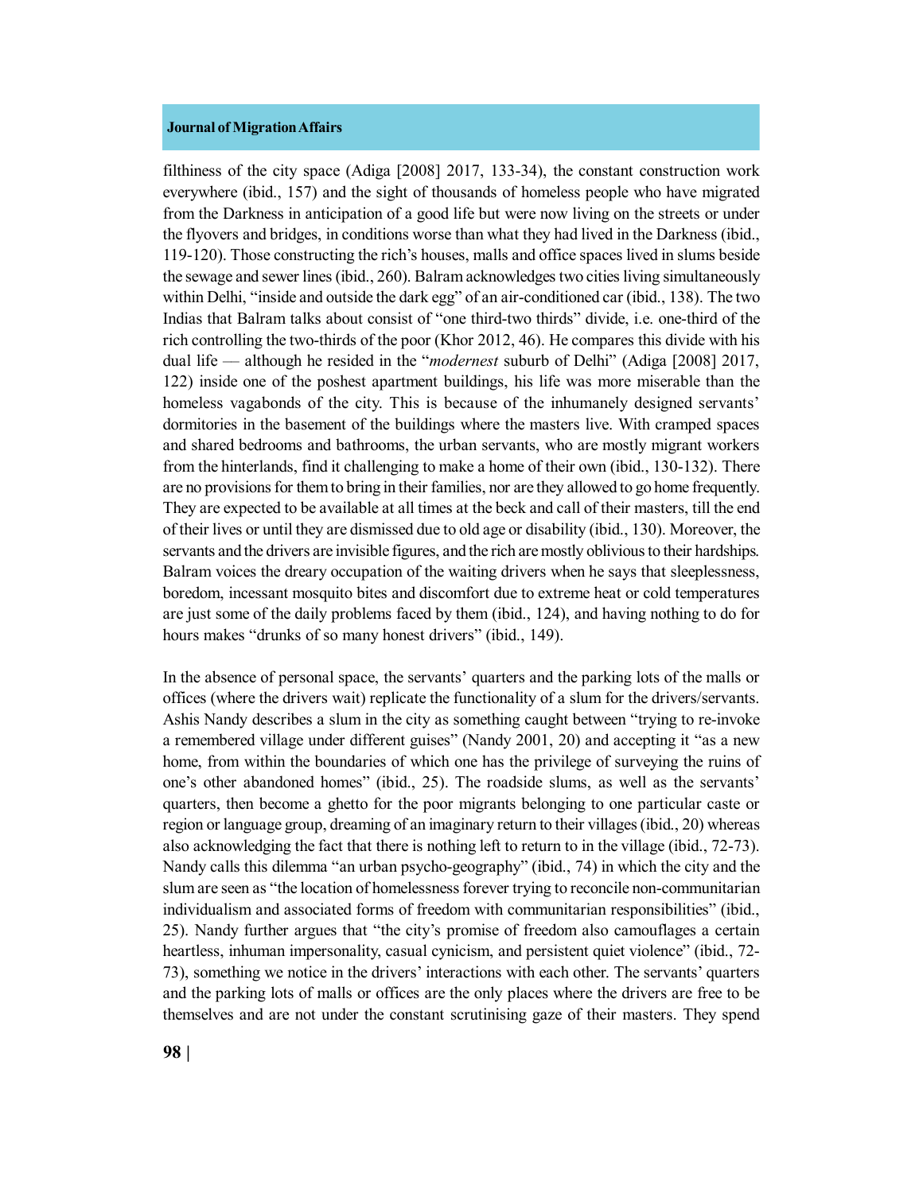filthiness of the city space (Adiga [2008] 2017, 133-34), the constant construction work everywhere (ibid., 157) and the sight of thousands of homeless people who have migrated from the Darkness in anticipation of a good life but were now living on the streets or under the flyovers and bridges, in conditions worse than what they had lived in the Darkness (ibid., 119-120). Those constructing the rich's houses, malls and office spaces lived in slums beside the sewage and sewer lines (ibid., 260). Balram acknowledges two cities living simultaneously within Delhi, "inside and outside the dark egg" of an air-conditioned car (ibid., 138). The two Indias that Balram talks about consist of "one third-two thirds" divide, i.e. one-third of the rich controlling the two-thirds of the poor (Khor 2012, 46). He compares this divide with his dual life — although he resided in the "*modernest* suburb of Delhi" (Adiga [2008] 2017, 122) inside one of the poshest apartment buildings, his life was more miserable than the homeless vagabonds of the city. This is because of the inhumanely designed servants' dormitories in the basement of the buildings where the masters live. With cramped spaces and shared bedrooms and bathrooms, the urban servants, who are mostly migrant workers from the hinterlands, find it challenging to make a home of their own (ibid., 130-132). There are no provisions for them to bring in their families, nor are they allowed to go home frequently. They are expected to be available at all times at the beck and call of their masters, till the end of their lives or until they are dismissed due to old age or disability (ibid., 130). Moreover, the servants and the drivers are invisible figures, and the rich are mostly oblivious to their hardships. Balram voices the dreary occupation of the waiting drivers when he says that sleeplessness, boredom, incessant mosquito bites and discomfort due to extreme heat or cold temperatures are just some of the daily problems faced by them (ibid., 124), and having nothing to do for hours makes "drunks of so many honest drivers" (ibid., 149).

In the absence of personal space, the servants' quarters and the parking lots of the malls or offices (where the drivers wait) replicate the functionality of a slum for the drivers/servants. Ashis Nandy describes a slum in the city as something caught between "trying to re-invoke a remembered village under different guises" (Nandy 2001, 20) and accepting it "as a new home, from within the boundaries of which one has the privilege of surveying the ruins of one's other abandoned homes" (ibid., 25). The roadside slums, as well as the servants' quarters, then become a ghetto for the poor migrants belonging to one particular caste or region or language group, dreaming of an imaginary return to their villages (ibid., 20) whereas also acknowledging the fact that there is nothing left to return to in the village (ibid., 72-73). Nandy calls this dilemma "an urban psycho-geography" (ibid., 74) in which the city and the slum are seen as "the location of homelessness forever trying to reconcile non-communitarian individualism and associated forms of freedom with communitarian responsibilities" (ibid., 25). Nandy further argues that "the city's promise of freedom also camouflages a certain heartless, inhuman impersonality, casual cynicism, and persistent quiet violence" (ibid., 72-73), something we notice in the drivers' interactions with each other. The servants' quarters and the parking lots of malls or offices are the only places where the drivers are free to be themselves and are not under the constant scrutinising gaze of their masters. They spend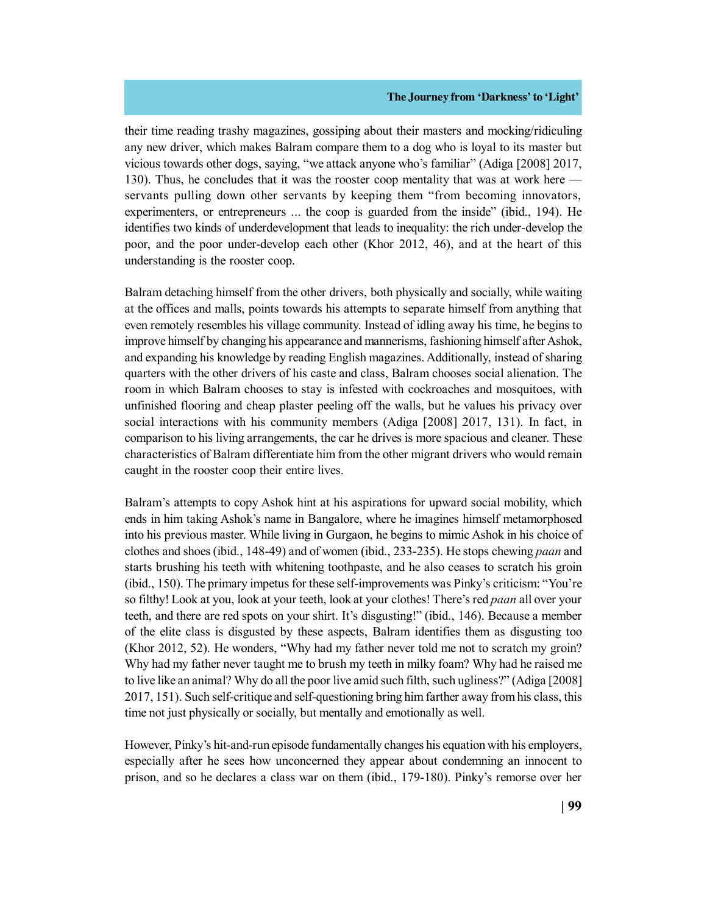their time reading trashy magazines, gossiping about their masters and mocking/ridiculing any new driver, which makes Balram compare them to a dog who is loyal to its master but vicious towards other dogs, saying, "we attack anyone who's familiar" (Adiga [2008] 2017, 130). Thus, he concludes that it was the rooster coop mentality that was at work here — servants pulling down other servants by keeping them "from becoming innovators, experimenters, or entrepreneurs ... the coop is guarded from the inside" (ibid., 194). He identifies two kinds of underdevelopment that leads to inequality: the rich under-develop the poor, and the poor under-develop each other (Khor 2012, 46), and at the heart of this understanding is the rooster coop.

Balram detaching himself from the other drivers, both physically and socially, while waiting at the offices and malls, points towards his attempts to separate himself from anything that even remotely resembles his village community. Instead of idling away his time, he begins to improve himself by changing his appearance and mannerisms, fashioning himself after Ashok, and expanding his knowledge by reading English magazines. Additionally, instead of sharing quarters with the other drivers of his caste and class, Balram chooses social alienation. The room in which Balram chooses to stay is infested with cockroaches and mosquitoes, with unfinished flooring and cheap plaster peeling off the walls, but he values his privacy over social interactions with his community members (Adiga [2008] 2017, 131). In fact, in comparison to his living arrangements, the car he drives is more spacious and cleaner. These characteristics of Balram differentiate him from the other migrant drivers who would remain caught in the rooster coop their entire lives.

Balram's attempts to copy Ashok hint at his aspirations for upward social mobility, which ends in him taking Ashok's name in Bangalore, where he imagines himself metamorphosed into his previous master. While living in Gurgaon, he begins to mimic Ashok in his choice of clothes and shoes (ibid., 148-49) and of women (ibid., 233-235). He stops chewing *paan* and starts brushing his teeth with whitening toothpaste, and he also ceases to scratch his groin (ibid., 150). The primary impetus for these self-improvements was Pinky's criticism: "You're so filthy! Look at you, look at your teeth, look at your clothes! There's red *paan* all over your teeth, and there are red spots on your shirt. It's disgusting!" (ibid., 146). Because a member of the elite class is disgusted by these aspects, Balram identifies them as disgusting too (Khor 2012, 52). He wonders, "Why had my father never told me not to scratch my groin? Why had my father never taught me to brush my teeth in milky foam? Why had he raised me to live like an animal? Why do all the poor live amid such filth, such ugliness?" (Adiga [2008] 2017, 151). Such self-critique and self-questioning bring him farther away from his class, this time not just physically or socially, but mentally and emotionally as well.

However, Pinky's hit-and-run episode fundamentally changes his equation with his employers, especially after he sees how unconcerned they appear about condemning an innocent to prison, and so he declares a class war on them (ibid., 179-180). Pinky's remorse over her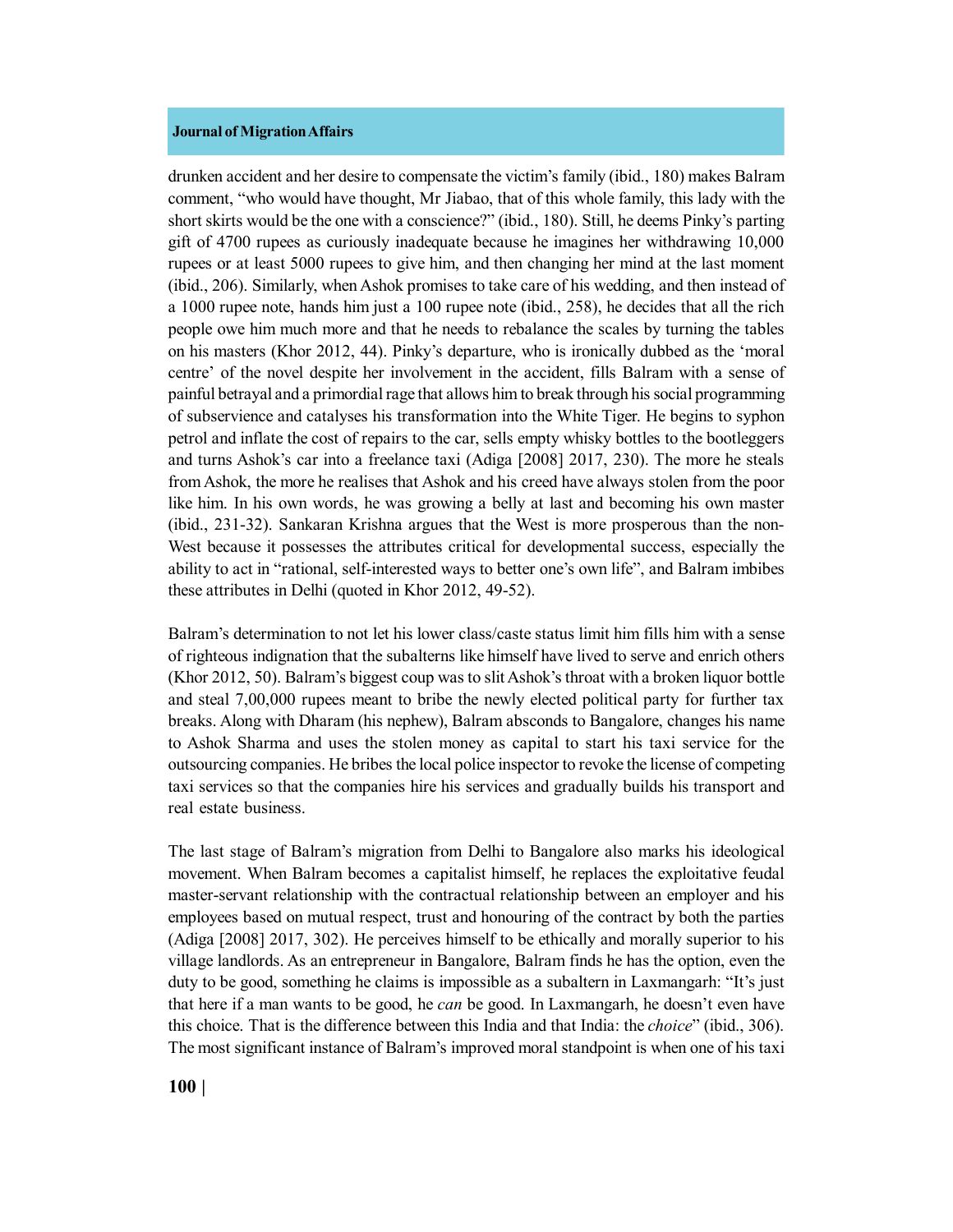drunken accident and her desire to compensate the victim's family (ibid., 180) makes Balram comment, "who would have thought, Mr Jiabao, that of this whole family, this lady with the short skirts would be the one with a conscience?" (ibid., 180). Still, he deems Pinky's parting gift of 4700 rupees as curiously inadequate because he imagines her withdrawing 10,000 rupees or at least 5000 rupees to give him, and then changing her mind at the last moment (ibid., 206). Similarly, when Ashok promises to take care of his wedding, and then instead of a 1000 rupee note, hands him just a 100 rupee note (ibid., 258), he decides that all the rich people owe him much more and that he needs to rebalance the scales by turning the tables on his masters (Khor 2012, 44). Pinky's departure, who is ironically dubbed as the 'moral centre' of the novel despite her involvement in the accident, fills Balram with a sense of painful betrayal and a primordial rage that allows him to break through his social programming of subservience and catalyses his transformation into the White Tiger. He begins to syphon petrol and inflate the cost of repairs to the car, sells empty whisky bottles to the bootleggers and turns Ashok's car into a freelance taxi (Adiga [2008] 2017, 230). The more he steals from Ashok, the more he realises that Ashok and his creed have always stolen from the poor like him. In his own words, he was growing a belly at last and becoming his own master (ibid., 231-32). Sankaran Krishna argues that the West is more prosperous than the non-West because it possesses the attributes critical for developmental success, especially the ability to act in "rational, self-interested ways to better one's own life", and Balram imbibes these attributes in Delhi (quoted in Khor 2012, 49-52).

Balram's determination to not let his lower class/caste status limit him fills him with a sense of righteous indignation that the subalterns like himself have lived to serve and enrich others (Khor 2012, 50). Balram's biggest coup was to slit Ashok's throat with a broken liquor bottle and steal 7,00,000 rupees meant to bribe the newly elected political party for further tax breaks. Along with Dharam (his nephew), Balram absconds to Bangalore, changes his name to Ashok Sharma and uses the stolen money as capital to start his taxi service for the outsourcing companies. He bribes the local police inspector to revoke the license of competing taxi services so that the companies hire his services and gradually builds his transport and real estate business.

The last stage of Balram's migration from Delhi to Bangalore also marks his ideological movement. When Balram becomes a capitalist himself, he replaces the exploitative feudal master-servant relationship with the contractual relationship between an employer and his employees based on mutual respect, trust and honouring of the contract by both the parties (Adiga [2008] 2017, 302). He perceives himself to be ethically and morally superior to his village landlords. As an entrepreneur in Bangalore, Balram finds he has the option, even the duty to be good, something he claims is impossible as a subaltern in Laxmangarh: "It's just that here if a man wants to be good, he *can* be good. In Laxmangarh, he doesn't even have this choice. That is the difference between this India and that India: the *choice*" (ibid., 306). The most significant instance of Balram's improved moral standpoint is when one of his taxi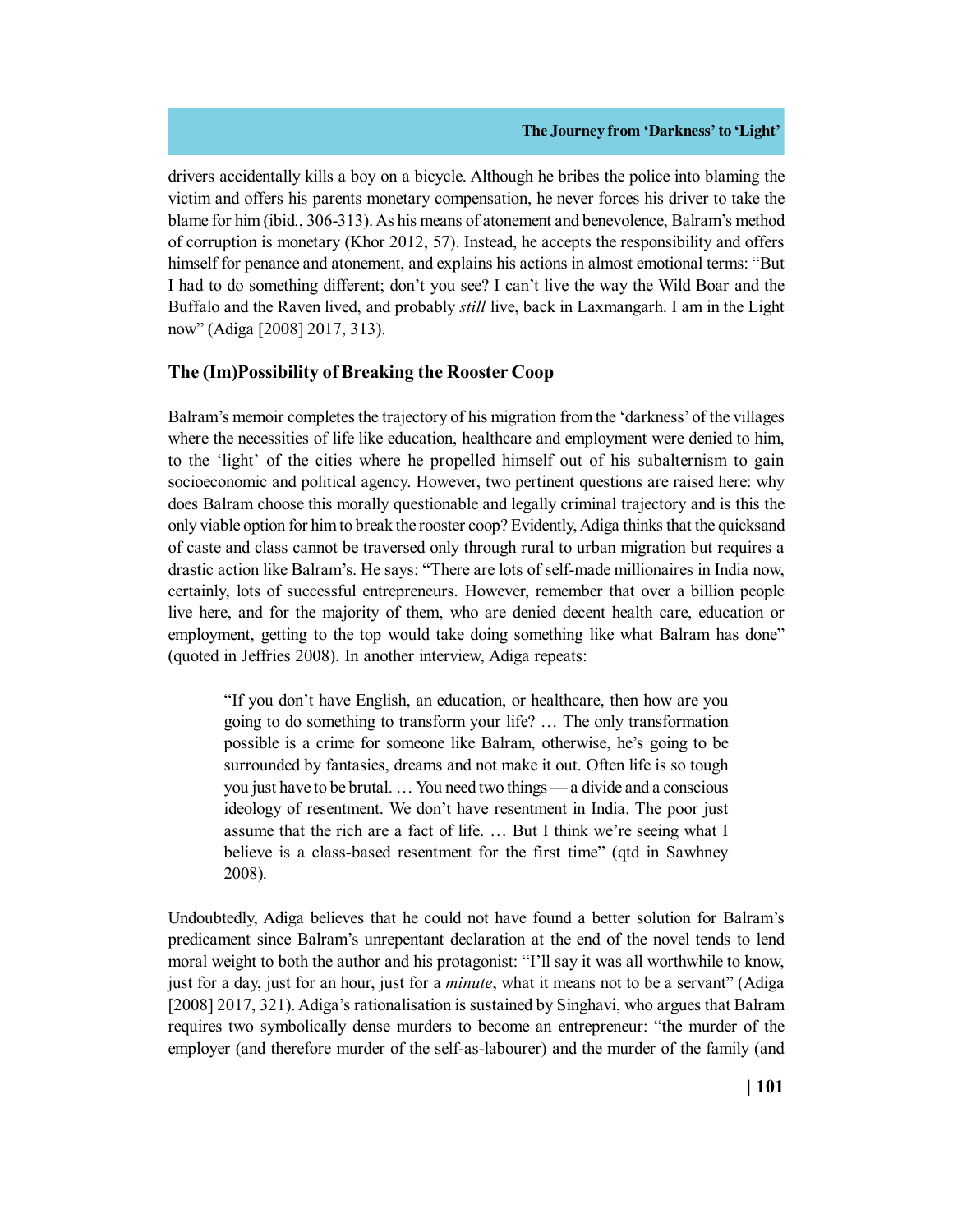drivers accidentally kills a boy on a bicycle. Although he bribes the police into blaming the victim and offers his parents monetary compensation, he never forces his driver to take the blame for him (ibid., 306-313). As his means of atonement and benevolence, Balram's method of corruption is monetary (Khor 2012, 57). Instead, he accepts the responsibility and offers himself for penance and atonement, and explains his actions in almost emotional terms: "But I had to do something different; don't you see? I can't live the way the Wild Boar and the Buffalo and the Raven lived, and probably *still* live, back in Laxmangarh. I am in the Light now" (Adiga [2008] 2017, 313).

## The (Im)Possibility of Breaking the Rooster Coop

Balram's memoir completes the trajectory of his migration from the 'darkness' of the villages where the necessities of life like education, healthcare and employment were denied to him, to the 'light' of the cities where he propelled himself out of his subalternism to gain socioeconomic and political agency. However, two pertinent questions are raised here: why does Balram choose this morally questionable and legally criminal trajectory and is this the only viable option for him to break the rooster coop? Evidently, Adiga thinks that the quicksand of caste and class cannot be traversed only through rural to urban migration but requires a drastic action like Balram's. He says: "There are lots of self-made millionaires in India now, certainly, lots of successful entrepreneurs. However, remember that over a billion people live here, and for the majority of them, who are denied decent health care, education or employment, getting to the top would take doing something like what Balram has done" (quoted in Jeffries 2008). In another interview, Adiga repeats:

> "If you don't have English, an education, or healthcare, then how are you going to do something to transform your life? … The only transformation possible is a crime for someone like Balram, otherwise, he's going to be surrounded by fantasies, dreams and not make it out. Often life is so tough you just have to be brutal. … You need two things — a divide and a conscious ideology of resentment. We don't have resentment in India. The poor just assume that the rich are a fact of life. … But I think we're seeing what I believe is a class-based resentment for the first time" (qtd in Sawhney 2008).

Undoubtedly, Adiga believes that he could not have found a better solution for Balram's predicament since Balram's unrepentant declaration at the end of the novel tends to lend moral weight to both the author and his protagonist: "I'll say it was all worthwhile to know, just for a day, just for an hour, just for a *minute*, what it means not to be a servant" (Adiga [2008] 2017, 321). Adiga's rationalisation is sustained by Singhavi, who argues that Balram requires two symbolically dense murders to become an entrepreneur: "the murder of the employer (and therefore murder of the self-as-labourer) and the murder of the family (and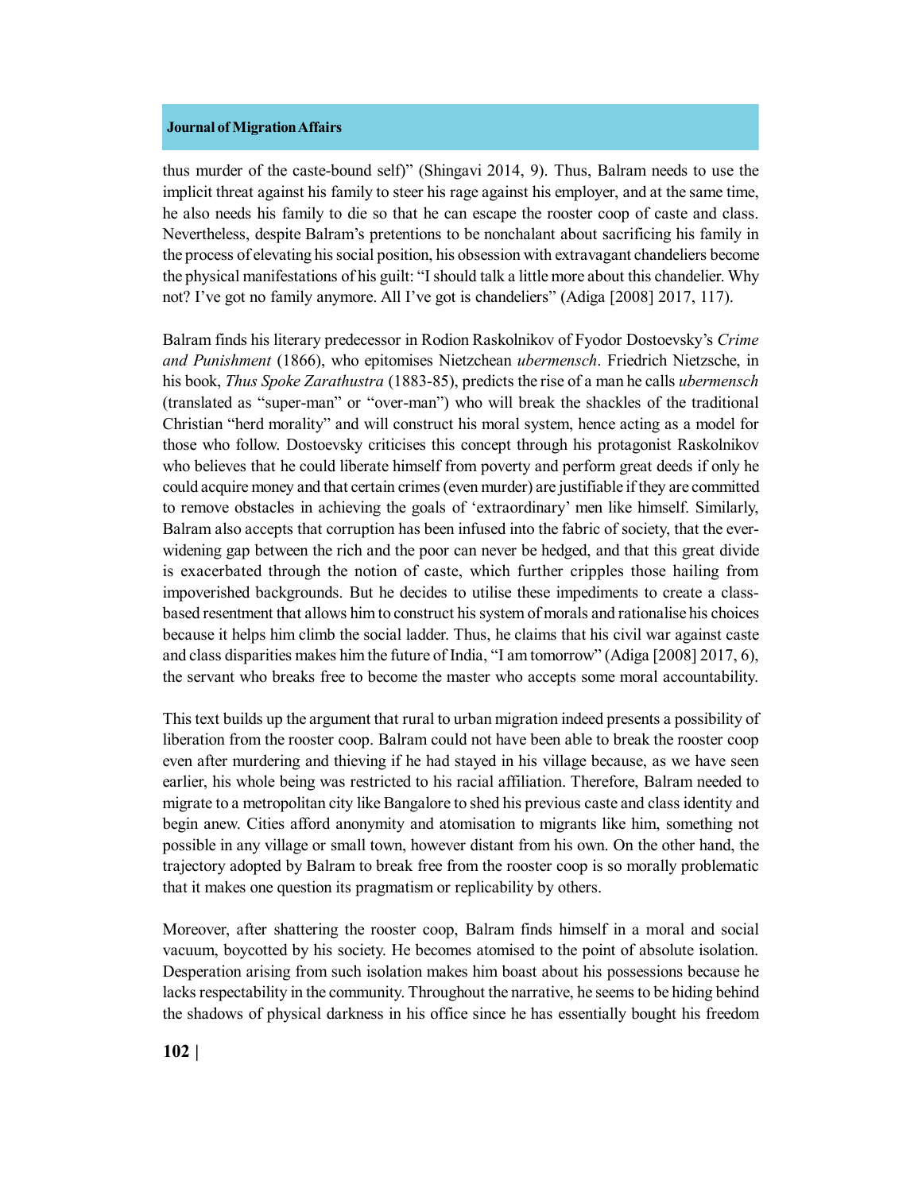thus murder of the caste-bound self)" (Shingavi 2014, 9). Thus, Balram needs to use the implicit threat against his family to steer his rage against his employer, and at the same time, he also needs his family to die so that he can escape the rooster coop of caste and class. Nevertheless, despite Balram's pretentions to be nonchalant about sacrificing his family in the process of elevating his social position, his obsession with extravagant chandeliers become the physical manifestations of his guilt: "I should talk a little more about this chandelier. Why not? I've got no family anymore. All I've got is chandeliers" (Adiga [2008] 2017, 117).

Balram finds his literary predecessor in Rodion Raskolnikov of Fyodor Dostoevsky's *Crime and Punishment* (1866), who epitomises Nietzchean *ubermensch*. Friedrich Nietzsche, in his book, *Thus Spoke Zarathustra* (1883-85), predicts the rise of a man he calls *ubermensch* (translated as "super-man" or "over-man") who will break the shackles of the traditional Christian "herd morality" and will construct his moral system, hence acting as a model for those who follow. Dostoevsky criticises this concept through his protagonist Raskolnikov who believes that he could liberate himself from poverty and perform great deeds if only he could acquire money and that certain crimes (even murder) are justifiable if they are committed to remove obstacles in achieving the goals of 'extraordinary' men like himself. Similarly, Balram also accepts that corruption has been infused into the fabric of society, that the ever-widening gap between the rich and the poor can never be hedged, and that this great divide is exacerbated through the notion of caste, which further cripples those hailing from impoverished backgrounds. But he decides to utilise these impediments to create a class-based resentment that allows him to construct his system of morals and rationalise his choices because it helps him climb the social ladder. Thus, he claims that his civil war against caste and class disparities makes him the future of India, "I am tomorrow" (Adiga [2008] 2017, 6), the servant who breaks free to become the master who accepts some moral accountability.

This text builds up the argument that rural to urban migration indeed presents a possibility of liberation from the rooster coop. Balram could not have been able to break the rooster coop even after murdering and thieving if he had stayed in his village because, as we have seen earlier, his whole being was restricted to his racial affiliation. Therefore, Balram needed to migrate to a metropolitan city like Bangalore to shed his previous caste and class identity and begin anew. Cities afford anonymity and atomisation to migrants like him, something not possible in any village or small town, however distant from his own. On the other hand, the trajectory adopted by Balram to break free from the rooster coop is so morally problematic that it makes one question its pragmatism or replicability by others.

Moreover, after shattering the rooster coop, Balram finds himself in a moral and social vacuum, boycotted by his society. He becomes atomised to the point of absolute isolation. Desperation arising from such isolation makes him boast about his possessions because he lacks respectability in the community. Throughout the narrative, he seems to be hiding behind the shadows of physical darkness in his office since he has essentially bought his freedom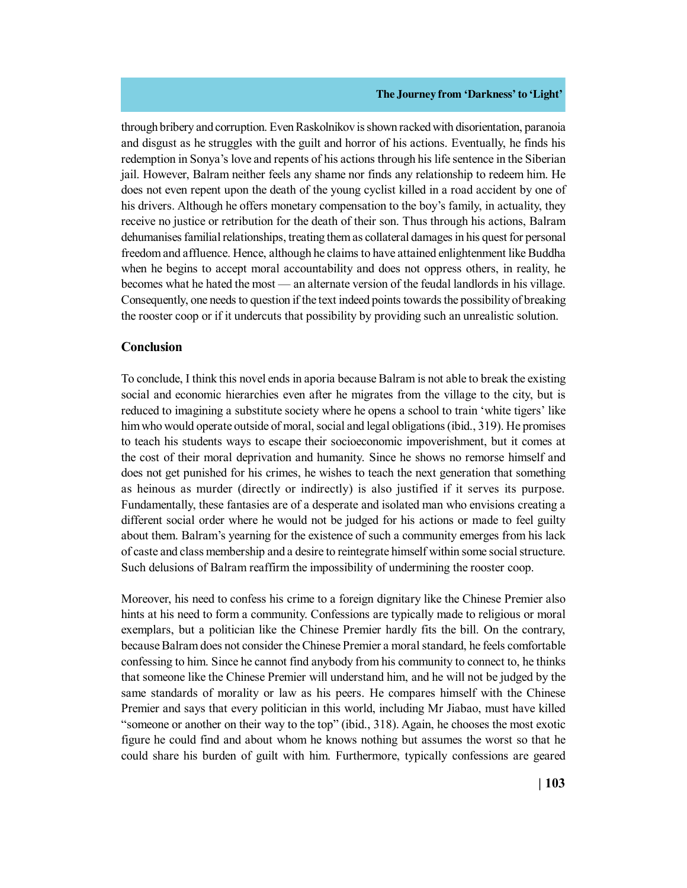through bribery and corruption. Even Raskolnikov is shown racked with disorientation, paranoia and disgust as he struggles with the guilt and horror of his actions. Eventually, he finds his redemption in Sonya's love and repents of his actions through his life sentence in the Siberian jail. However, Balram neither feels any shame nor finds any relationship to redeem him. He does not even repent upon the death of the young cyclist killed in a road accident by one of his drivers. Although he offers monetary compensation to the boy's family, in actuality, they receive no justice or retribution for the death of their son. Thus through his actions, Balram dehumanises familial relationships, treating them as collateral damages in his quest for personal freedom and affluence. Hence, although he claims to have attained enlightenment like Buddha when he begins to accept moral accountability and does not oppress others, in reality, he becomes what he hated the most — an alternate version of the feudal landlords in his village. Consequently, one needs to question if the text indeed points towards the possibility of breaking the rooster coop or if it undercuts that possibility by providing such an unrealistic solution.

## Conclusion

To conclude, I think this novel ends in aporia because Balram is not able to break the existing social and economic hierarchies even after he migrates from the village to the city, but is reduced to imagining a substitute society where he opens a school to train 'white tigers' like him who would operate outside of moral, social and legal obligations (ibid., 319). He promises to teach his students ways to escape their socioeconomic impoverishment, but it comes at the cost of their moral deprivation and humanity. Since he shows no remorse himself and does not get punished for his crimes, he wishes to teach the next generation that something as heinous as murder (directly or indirectly) is also justified if it serves its purpose. Fundamentally, these fantasies are of a desperate and isolated man who envisions creating a different social order where he would not be judged for his actions or made to feel guilty about them. Balram's yearning for the existence of such a community emerges from his lack of caste and class membership and a desire to reintegrate himself within some social structure. Such delusions of Balram reaffirm the impossibility of undermining the rooster coop.

Moreover, his need to confess his crime to a foreign dignitary like the Chinese Premier also hints at his need to form a community. Confessions are typically made to religious or moral exemplars, but a politician like the Chinese Premier hardly fits the bill. On the contrary, because Balram does not consider the Chinese Premier a moral standard, he feels comfortable confessing to him. Since he cannot find anybody from his community to connect to, he thinks that someone like the Chinese Premier will understand him, and he will not be judged by the same standards of morality or law as his peers. He compares himself with the Chinese Premier and says that every politician in this world, including Mr Jiabao, must have killed "someone or another on their way to the top" (ibid., 318). Again, he chooses the most exotic figure he could find and about whom he knows nothing but assumes the worst so that he could share his burden of guilt with him. Furthermore, typically confessions are geared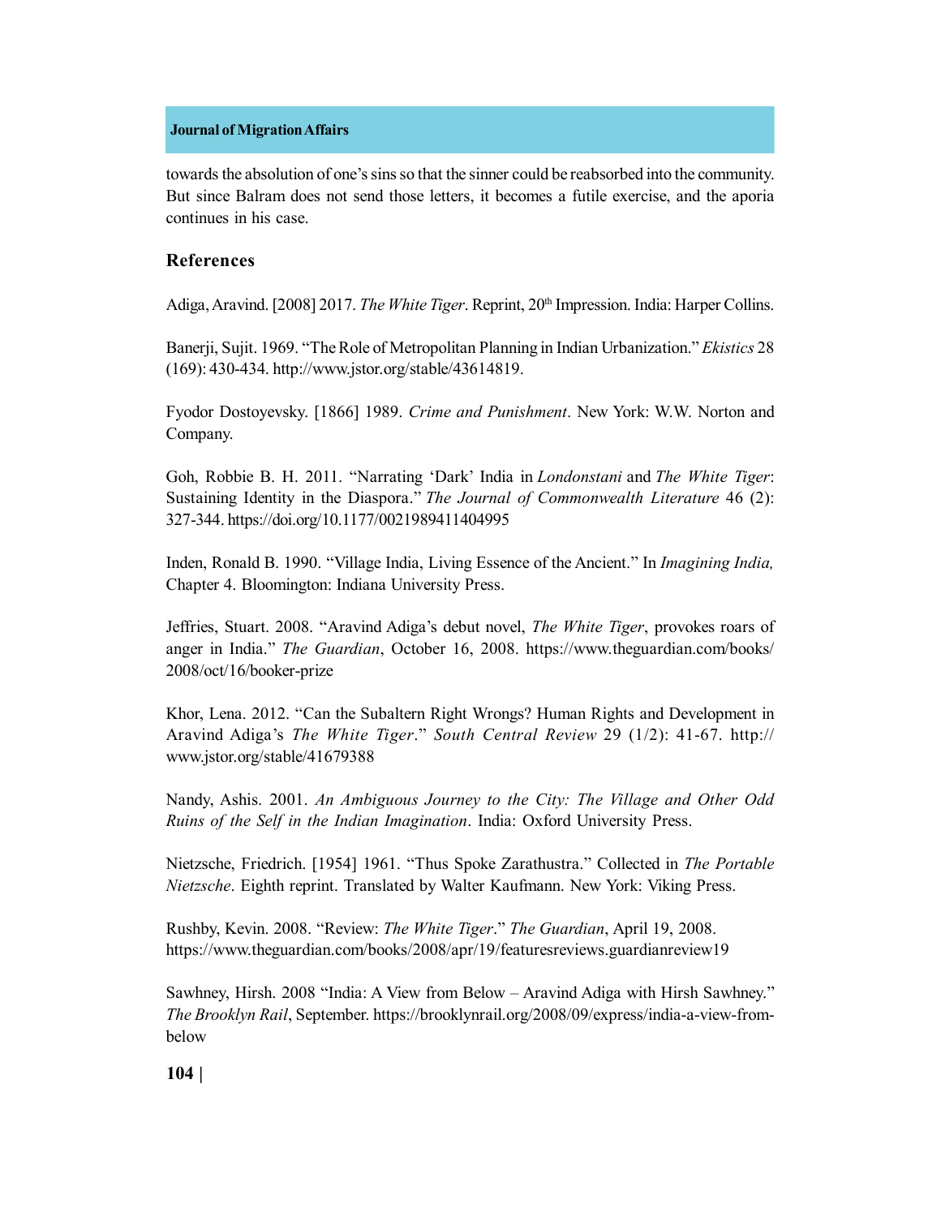towards the absolution of one's sins so that the sinner could be reabsorbed into the community. But since Balram does not send those letters, it becomes a futile exercise, and the aporia continues in his case.

## References

Adiga, Aravind. [2008] 2017. *The White Tiger*. Reprint, 20th Impression. India: Harper Collins.

Banerji, Sujit. 1969. "The Role of Metropolitan Planning in Indian Urbanization." *Ekistics* 28 (169): 430-434. http://www.jstor.org/stable/43614819.

Fyodor Dostoyevsky. [1866] 1989. *Crime and Punishment*. New York: W.W. Norton and Company.

Goh, Robbie B. H. 2011. "Narrating 'Dark' India in *Londonstani* and *The White Tiger*: Sustaining Identity in the Diaspora." *The Journal of Commonwealth Literature* 46 (2): 327-344. https://doi.org/10.1177/0021989411404995

Inden, Ronald B. 1990. "Village India, Living Essence of the Ancient." In *Imagining India,* Chapter 4. Bloomington: Indiana University Press.

Jeffries, Stuart. 2008. "Aravind Adiga's debut novel, *The White Tiger*, provokes roars of anger in India." *The Guardian*, October 16, 2008. https://www.theguardian.com/books/2008/oct/16/booker-prize

Khor, Lena. 2012. "Can the Subaltern Right Wrongs? Human Rights and Development in Aravind Adiga's *The White Tiger*." *South Central Review* 29 (1/2): 41-67. http://www.jstor.org/stable/41679388

Nandy, Ashis. 2001. *An Ambiguous Journey to the City: The Village and Other Odd Ruins of the Self in the Indian Imagination*. India: Oxford University Press.

Nietzsche, Friedrich. [1954] 1961. "Thus Spoke Zarathustra." Collected in *The Portable Nietzsche*. Eighth reprint. Translated by Walter Kaufmann. New York: Viking Press.

Rushby, Kevin. 2008. "Review: *The White Tiger*." *The Guardian*, April 19, 2008. https://www.theguardian.com/books/2008/apr/19/featuresreviews.guardianreview19

Sawhney, Hirsh. 2008 "India: A View from Below – Aravind Adiga with Hirsh Sawhney." *The Brooklyn Rail*, September. https://brooklynrail.org/2008/09/express/india-a-view-from-below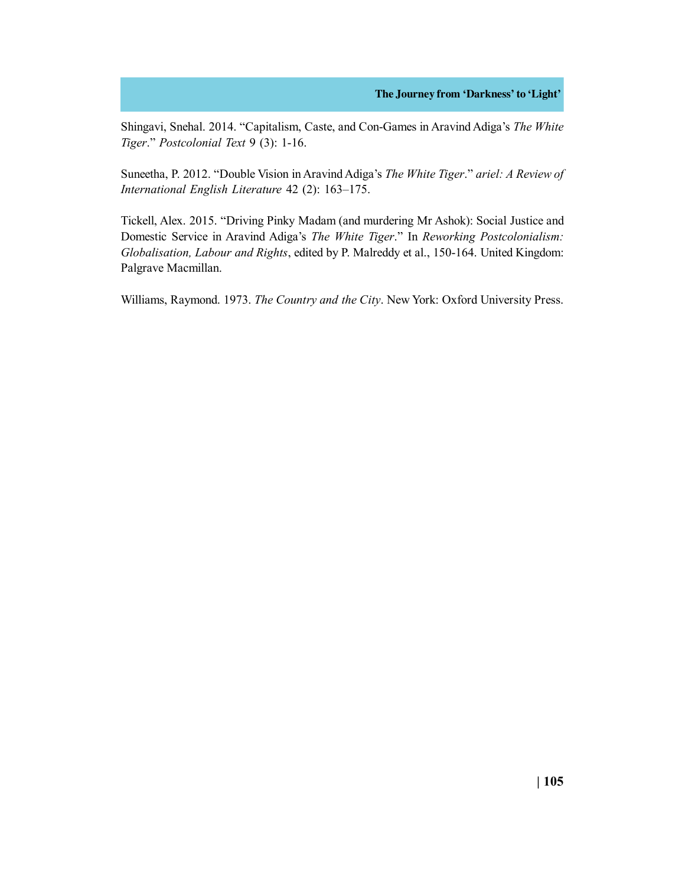Shingavi, Snehal. 2014. "Capitalism, Caste, and Con-Games in Aravind Adiga's *The White Tiger*." *Postcolonial Text* 9 (3): 1-16.

Suneetha, P. 2012. "Double Vision in Aravind Adiga's *The White Tiger*." *ariel: A Review of International English Literature* 42 (2): 163–175.

Tickell, Alex. 2015. "Driving Pinky Madam (and murdering Mr Ashok): Social Justice and Domestic Service in Aravind Adiga's *The White Tiger*." In *Reworking Postcolonialism: Globalisation, Labour and Rights*, edited by P. Malreddy et al., 150-164. United Kingdom: Palgrave Macmillan.

Williams, Raymond. 1973. *The Country and the City*. New York: Oxford University Press.